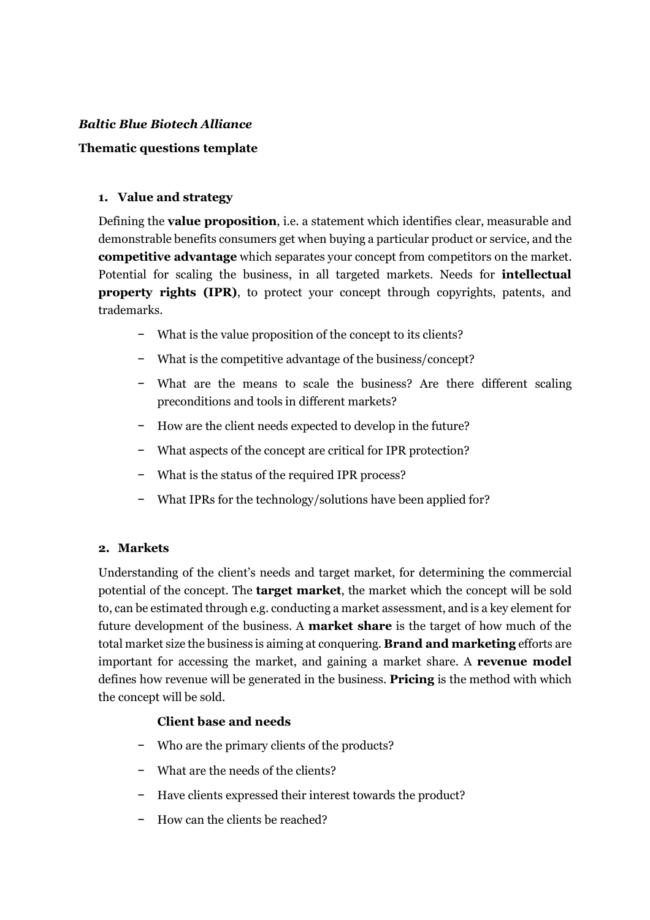***Baltic Blue Biotech Alliance***

**Thematic questions template**

## 1. Value and strategy

Defining the **value proposition**, i.e. a statement which identifies clear, measurable and demonstrable benefits consumers get when buying a particular product or service, and the **competitive advantage** which separates your concept from competitors on the market. Potential for scaling the business, in all targeted markets. Needs for **intellectual property rights (IPR)**, to protect your concept through copyrights, patents, and trademarks.

- What is the value proposition of the concept to its clients?
- What is the competitive advantage of the business/concept?
- What are the means to scale the business? Are there different scaling preconditions and tools in different markets?
- How are the client needs expected to develop in the future?
- What aspects of the concept are critical for IPR protection?
- What is the status of the required IPR process?
- What IPRs for the technology/solutions have been applied for?

## 2. Markets

Understanding of the client's needs and target market, for determining the commercial potential of the concept. The **target market**, the market which the concept will be sold to, can be estimated through e.g. conducting a market assessment, and is a key element for future development of the business. A **market share** is the target of how much of the total market size the business is aiming at conquering. **Brand and marketing** efforts are important for accessing the market, and gaining a market share. A **revenue model** defines how revenue will be generated in the business. **Pricing** is the method with which the concept will be sold.

### Client base and needs

- Who are the primary clients of the products?
- What are the needs of the clients?
- Have clients expressed their interest towards the product?
- How can the clients be reached?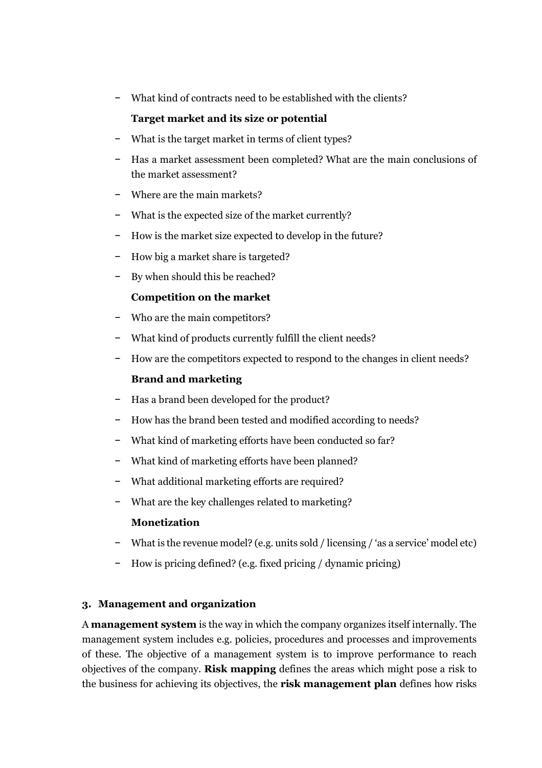- What kind of contracts need to be established with the clients?

**Target market and its size or potential**

- What is the target market in terms of client types?
- Has a market assessment been completed? What are the main conclusions of the market assessment?
- Where are the main markets?
- What is the expected size of the market currently?
- How is the market size expected to develop in the future?
- How big a market share is targeted?
- By when should this be reached?

**Competition on the market**

- Who are the main competitors?
- What kind of products currently fulfill the client needs?
- How are the competitors expected to respond to the changes in client needs?

**Brand and marketing**

- Has a brand been developed for the product?
- How has the brand been tested and modified according to needs?
- What kind of marketing efforts have been conducted so far?
- What kind of marketing efforts have been planned?
- What additional marketing efforts are required?
- What are the key challenges related to marketing?

**Monetization**

- What is the revenue model? (e.g. units sold / licensing / 'as a service' model etc)
- How is pricing defined? (e.g. fixed pricing / dynamic pricing)

## 3. Management and organization

A **management system** is the way in which the company organizes itself internally. The management system includes e.g. policies, procedures and processes and improvements of these. The objective of a management system is to improve performance to reach objectives of the company. **Risk mapping** defines the areas which might pose a risk to the business for achieving its objectives, the **risk management plan** defines how risks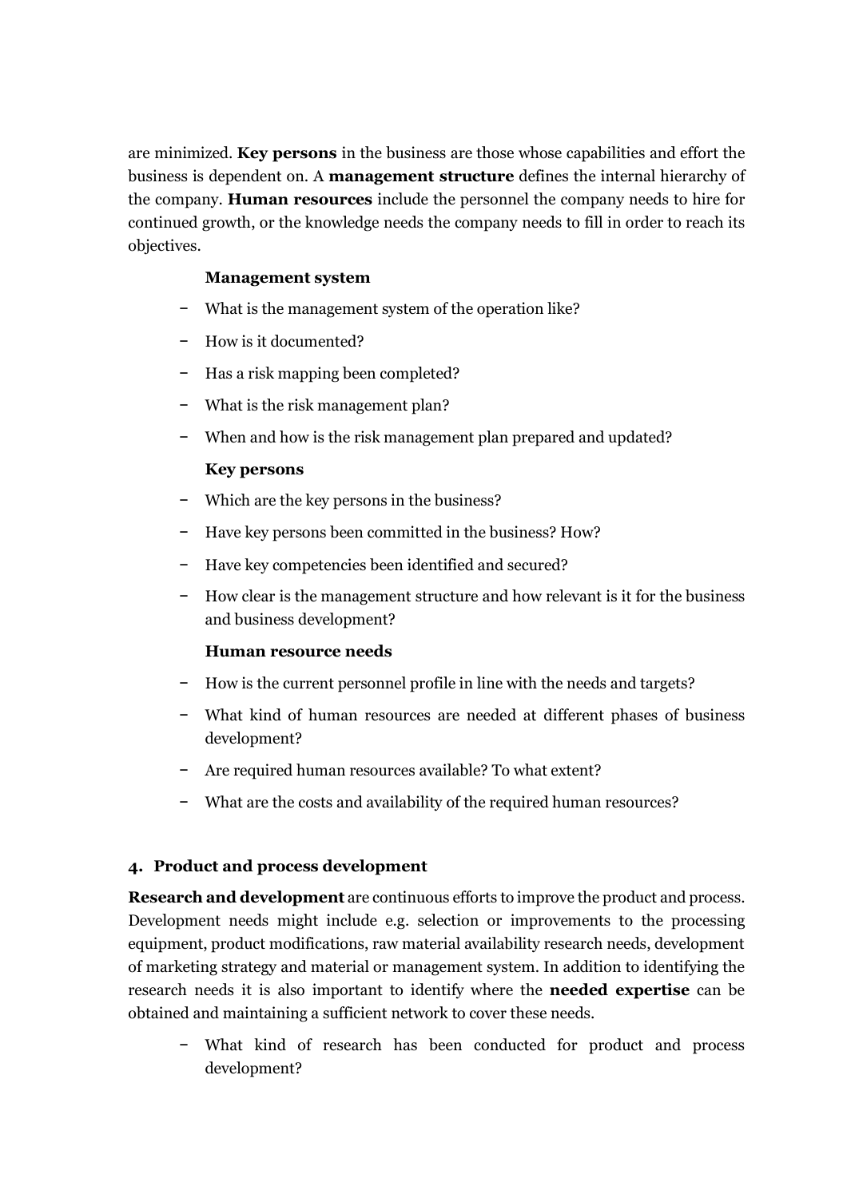are minimized. **Key persons** in the business are those whose capabilities and effort the business is dependent on. A **management structure** defines the internal hierarchy of the company. **Human resources** include the personnel the company needs to hire for continued growth, or the knowledge needs the company needs to fill in order to reach its objectives.

**Management system**

- What is the management system of the operation like?
- How is it documented?
- Has a risk mapping been completed?
- What is the risk management plan?
- When and how is the risk management plan prepared and updated?

**Key persons**

- Which are the key persons in the business?
- Have key persons been committed in the business? How?
- Have key competencies been identified and secured?
- How clear is the management structure and how relevant is it for the business and business development?

**Human resource needs**

- How is the current personnel profile in line with the needs and targets?
- What kind of human resources are needed at different phases of business development?
- Are required human resources available? To what extent?
- What are the costs and availability of the required human resources?

## 4. Product and process development

**Research and development** are continuous efforts to improve the product and process. Development needs might include e.g. selection or improvements to the processing equipment, product modifications, raw material availability research needs, development of marketing strategy and material or management system. In addition to identifying the research needs it is also important to identify where the **needed expertise** can be obtained and maintaining a sufficient network to cover these needs.

- What kind of research has been conducted for product and process development?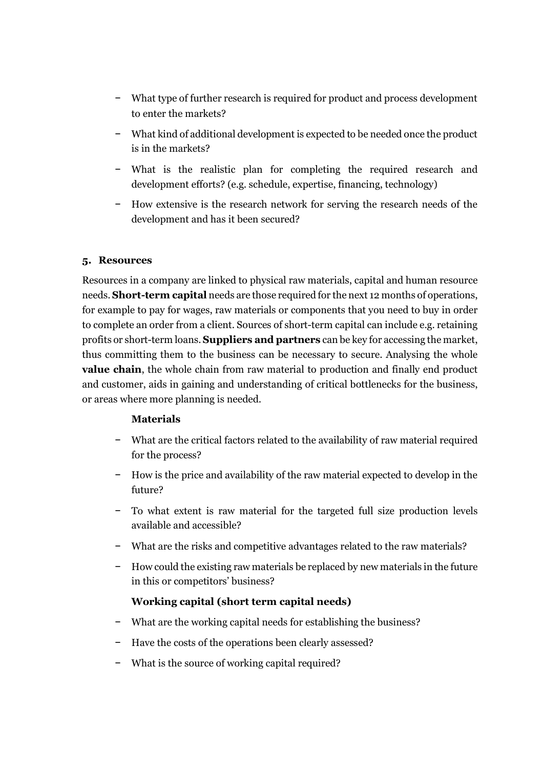- What type of further research is required for product and process development to enter the markets?
- What kind of additional development is expected to be needed once the product is in the markets?
- What is the realistic plan for completing the required research and development efforts? (e.g. schedule, expertise, financing, technology)
- How extensive is the research network for serving the research needs of the development and has it been secured?

## 5. Resources

Resources in a company are linked to physical raw materials, capital and human resource needs. **Short-term capital** needs are those required for the next 12 months of operations, for example to pay for wages, raw materials or components that you need to buy in order to complete an order from a client. Sources of short-term capital can include e.g. retaining profits or short-term loans. **Suppliers and partners** can be key for accessing the market, thus committing them to the business can be necessary to secure. Analysing the whole **value chain**, the whole chain from raw material to production and finally end product and customer, aids in gaining and understanding of critical bottlenecks for the business, or areas where more planning is needed.

**Materials**

- What are the critical factors related to the availability of raw material required for the process?
- How is the price and availability of the raw material expected to develop in the future?
- To what extent is raw material for the targeted full size production levels available and accessible?
- What are the risks and competitive advantages related to the raw materials?
- How could the existing raw materials be replaced by new materials in the future in this or competitors' business?

**Working capital (short term capital needs)**

- What are the working capital needs for establishing the business?
- Have the costs of the operations been clearly assessed?
- What is the source of working capital required?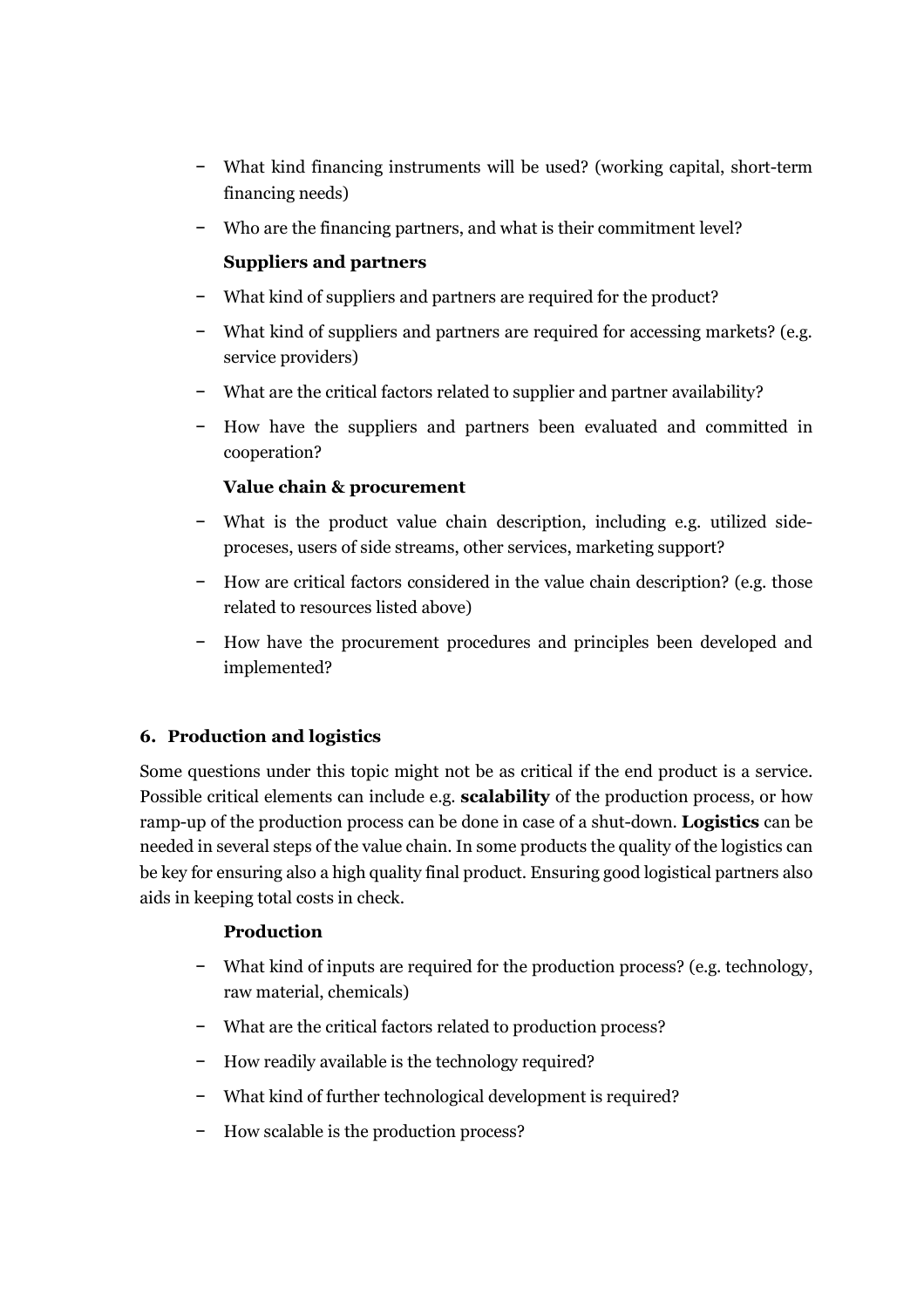- What kind financing instruments will be used? (working capital, short-term financing needs)
- Who are the financing partners, and what is their commitment level?

**Suppliers and partners**

- What kind of suppliers and partners are required for the product?
- What kind of suppliers and partners are required for accessing markets? (e.g. service providers)
- What are the critical factors related to supplier and partner availability?
- How have the suppliers and partners been evaluated and committed in cooperation?

**Value chain & procurement**

- What is the product value chain description, including e.g. utilized side-proceses, users of side streams, other services, marketing support?
- How are critical factors considered in the value chain description? (e.g. those related to resources listed above)
- How have the procurement procedures and principles been developed and implemented?

## 6. Production and logistics

Some questions under this topic might not be as critical if the end product is a service. Possible critical elements can include e.g. **scalability** of the production process, or how ramp-up of the production process can be done in case of a shut-down. **Logistics** can be needed in several steps of the value chain. In some products the quality of the logistics can be key for ensuring also a high quality final product. Ensuring good logistical partners also aids in keeping total costs in check.

**Production**

- What kind of inputs are required for the production process? (e.g. technology, raw material, chemicals)
- What are the critical factors related to production process?
- How readily available is the technology required?
- What kind of further technological development is required?
- How scalable is the production process?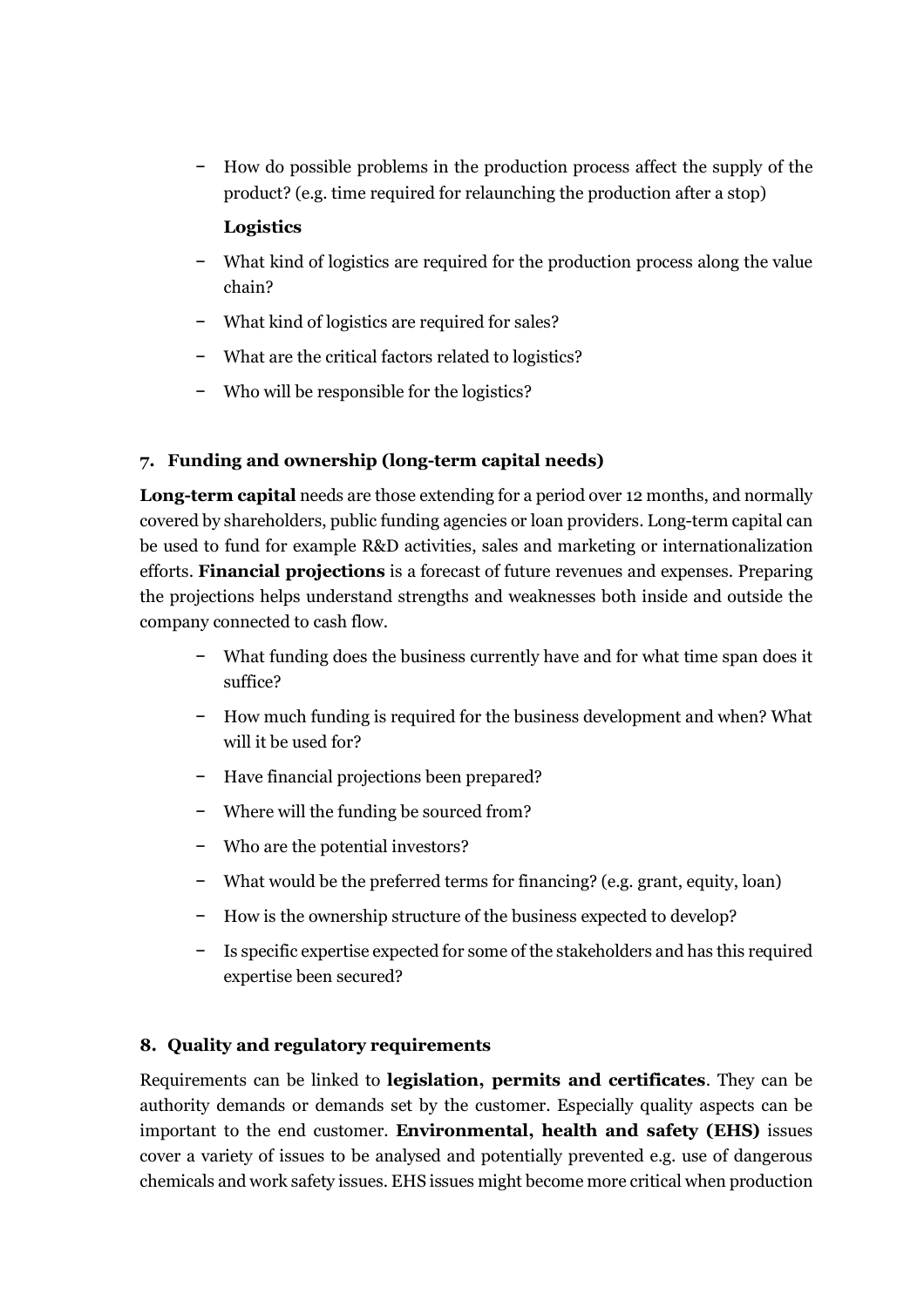- How do possible problems in the production process affect the supply of the product? (e.g. time required for relaunching the production after a stop)

**Logistics**

- What kind of logistics are required for the production process along the value chain?
- What kind of logistics are required for sales?
- What are the critical factors related to logistics?
- Who will be responsible for the logistics?

## 7. Funding and ownership (long-term capital needs)

**Long-term capital** needs are those extending for a period over 12 months, and normally covered by shareholders, public funding agencies or loan providers. Long-term capital can be used to fund for example R&D activities, sales and marketing or internationalization efforts. **Financial projections** is a forecast of future revenues and expenses. Preparing the projections helps understand strengths and weaknesses both inside and outside the company connected to cash flow.

- What funding does the business currently have and for what time span does it suffice?
- How much funding is required for the business development and when? What will it be used for?
- Have financial projections been prepared?
- Where will the funding be sourced from?
- Who are the potential investors?
- What would be the preferred terms for financing? (e.g. grant, equity, loan)
- How is the ownership structure of the business expected to develop?
- Is specific expertise expected for some of the stakeholders and has this required expertise been secured?

## 8. Quality and regulatory requirements

Requirements can be linked to **legislation, permits and certificates**. They can be authority demands or demands set by the customer. Especially quality aspects can be important to the end customer. **Environmental, health and safety (EHS)** issues cover a variety of issues to be analysed and potentially prevented e.g. use of dangerous chemicals and work safety issues. EHS issues might become more critical when production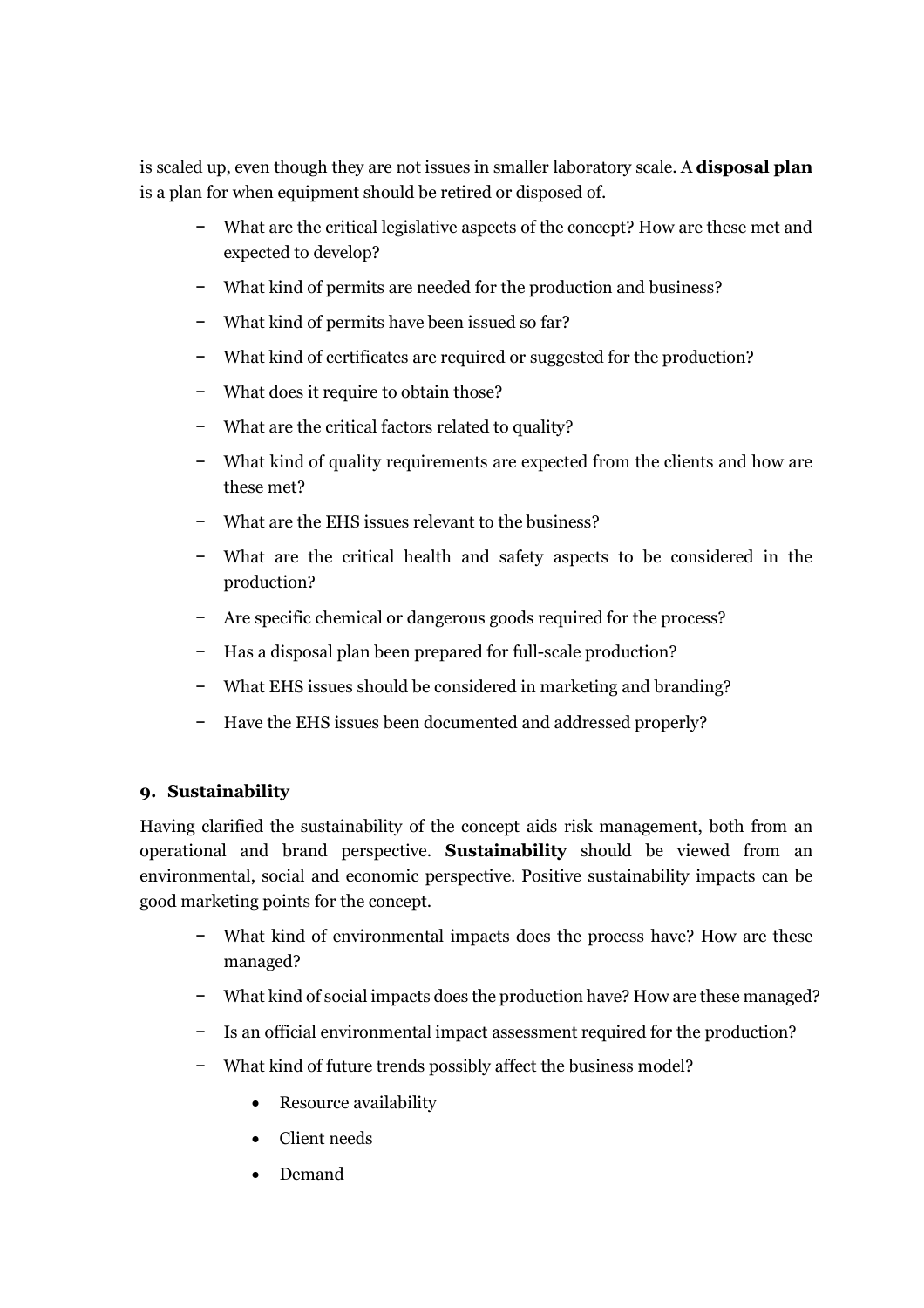is scaled up, even though they are not issues in smaller laboratory scale. A **disposal plan** is a plan for when equipment should be retired or disposed of.

- What are the critical legislative aspects of the concept? How are these met and expected to develop?
- What kind of permits are needed for the production and business?
- What kind of permits have been issued so far?
- What kind of certificates are required or suggested for the production?
- What does it require to obtain those?
- What are the critical factors related to quality?
- What kind of quality requirements are expected from the clients and how are these met?
- What are the EHS issues relevant to the business?
- What are the critical health and safety aspects to be considered in the production?
- Are specific chemical or dangerous goods required for the process?
- Has a disposal plan been prepared for full-scale production?
- What EHS issues should be considered in marketing and branding?
- Have the EHS issues been documented and addressed properly?

### 9. Sustainability

Having clarified the sustainability of the concept aids risk management, both from an operational and brand perspective. **Sustainability** should be viewed from an environmental, social and economic perspective. Positive sustainability impacts can be good marketing points for the concept.

- What kind of environmental impacts does the process have? How are these managed?
- What kind of social impacts does the production have? How are these managed?
- Is an official environmental impact assessment required for the production?
- What kind of future trends possibly affect the business model?
  - Resource availability
  - Client needs
  - Demand